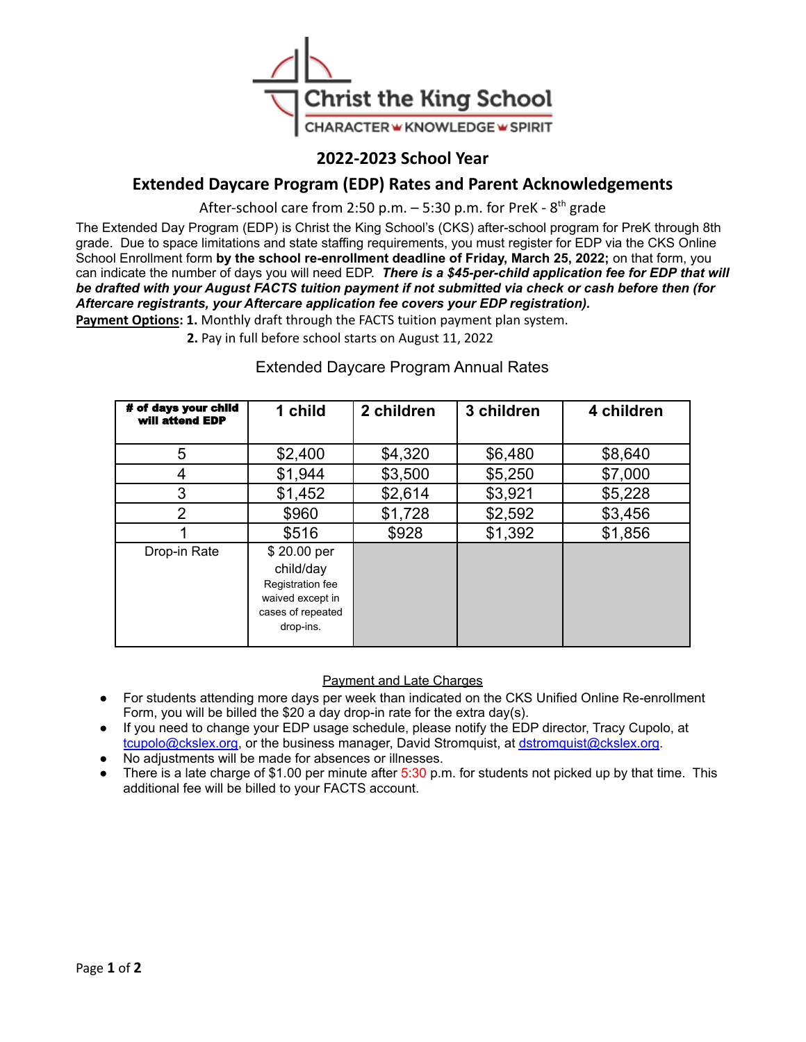# Christ the King School

CHARACTER • KNOWLEDGE • SPIRIT

## 2022-2023 School Year

## Extended Daycare Program (EDP) Rates and Parent Acknowledgements

After-school care from 2:50 p.m. – 5:30 p.m. for PreK - 8th grade

The Extended Day Program (EDP) is Christ the King School's (CKS) after-school program for PreK through 8th grade. Due to space limitations and state staffing requirements, you must register for EDP via the CKS Online School Enrollment form **by the school re-enrollment deadline of Friday, March 25, 2022;** on that form, you can indicate the number of days you will need EDP. ***There is a $45-per-child application fee for EDP that will be drafted with your August FACTS tuition payment if not submitted via check or cash before then (for Aftercare registrants, your Aftercare application fee covers your EDP registration).***

**Payment Options: 1.** Monthly draft through the FACTS tuition payment plan system.

**2.** Pay in full before school starts on August 11, 2022

Extended Daycare Program Annual Rates

| # of days your child will attend EDP | 1 child | 2 children | 3 children | 4 children |
|---|---|---|---|---|
| 5 | $2,400 | $4,320 | $6,480 | $8,640 |
| 4 | $1,944 | $3,500 | $5,250 | $7,000 |
| 3 | $1,452 | $2,614 | $3,921 | $5,228 |
| 2 | $960 | $1,728 | $2,592 | $3,456 |
| 1 | $516 | $928 | $1,392 | $1,856 |
| Drop-in Rate | $ 20.00 per child/day Registration fee waived except in cases of repeated drop-ins. | | | |

Payment and Late Charges

- For students attending more days per week than indicated on the CKS Unified Online Re-enrollment Form, you will be billed the $20 a day drop-in rate for the extra day(s).
- If you need to change your EDP usage schedule, please notify the EDP director, Tracy Cupolo, at tcupolo@ckslex.org, or the business manager, David Stromquist, at dstromquist@ckslex.org.
- No adjustments will be made for absences or illnesses.
- There is a late charge of $1.00 per minute after 5:30 p.m. for students not picked up by that time. This additional fee will be billed to your FACTS account.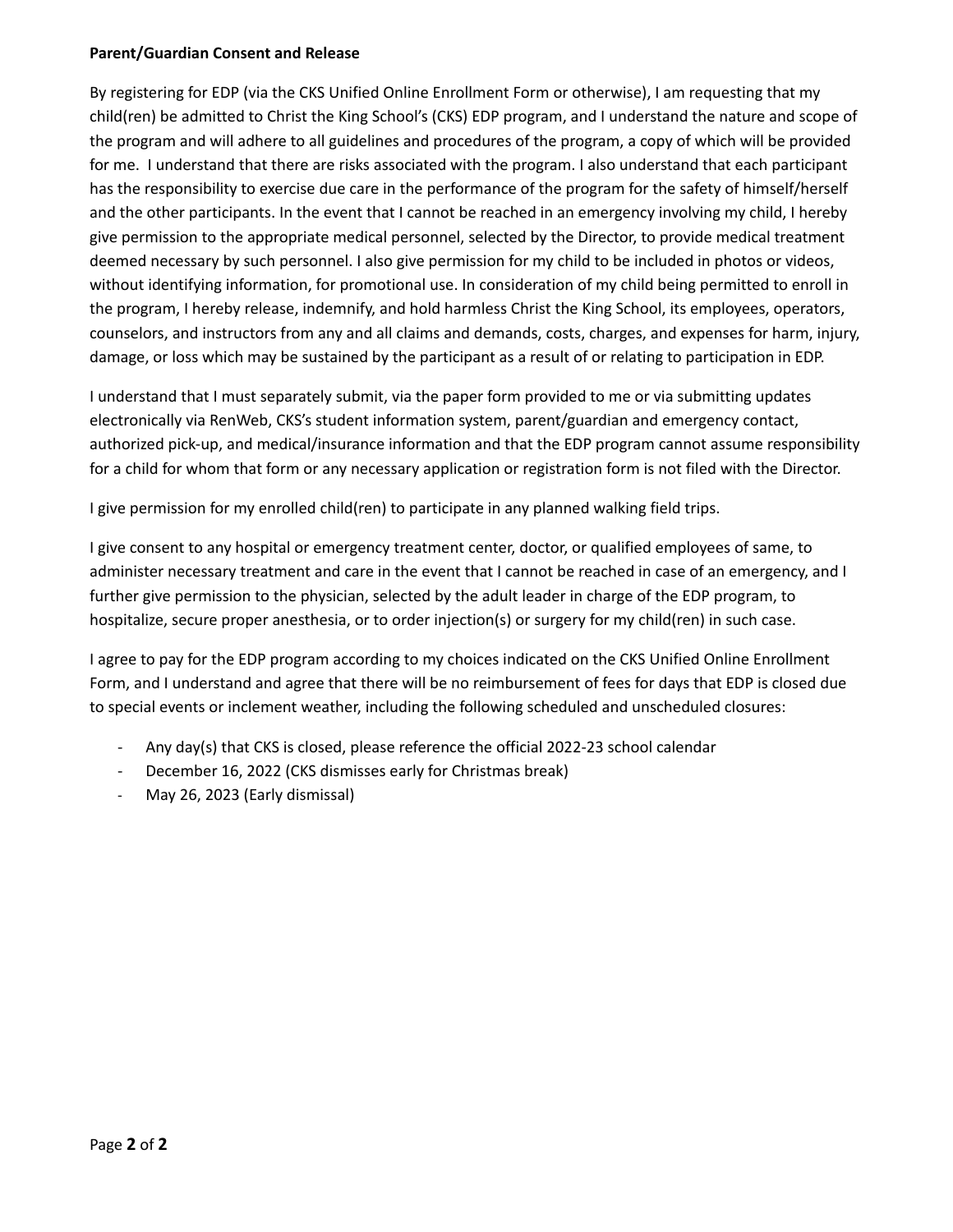**Parent/Guardian Consent and Release**

By registering for EDP (via the CKS Unified Online Enrollment Form or otherwise), I am requesting that my child(ren) be admitted to Christ the King School's (CKS) EDP program, and I understand the nature and scope of the program and will adhere to all guidelines and procedures of the program, a copy of which will be provided for me.  I understand that there are risks associated with the program. I also understand that each participant has the responsibility to exercise due care in the performance of the program for the safety of himself/herself and the other participants. In the event that I cannot be reached in an emergency involving my child, I hereby give permission to the appropriate medical personnel, selected by the Director, to provide medical treatment deemed necessary by such personnel. I also give permission for my child to be included in photos or videos, without identifying information, for promotional use. In consideration of my child being permitted to enroll in the program, I hereby release, indemnify, and hold harmless Christ the King School, its employees, operators, counselors, and instructors from any and all claims and demands, costs, charges, and expenses for harm, injury, damage, or loss which may be sustained by the participant as a result of or relating to participation in EDP.

I understand that I must separately submit, via the paper form provided to me or via submitting updates electronically via RenWeb, CKS's student information system, parent/guardian and emergency contact, authorized pick-up, and medical/insurance information and that the EDP program cannot assume responsibility for a child for whom that form or any necessary application or registration form is not filed with the Director.

I give permission for my enrolled child(ren) to participate in any planned walking field trips.

I give consent to any hospital or emergency treatment center, doctor, or qualified employees of same, to administer necessary treatment and care in the event that I cannot be reached in case of an emergency, and I further give permission to the physician, selected by the adult leader in charge of the EDP program, to hospitalize, secure proper anesthesia, or to order injection(s) or surgery for my child(ren) in such case.

I agree to pay for the EDP program according to my choices indicated on the CKS Unified Online Enrollment Form, and I understand and agree that there will be no reimbursement of fees for days that EDP is closed due to special events or inclement weather, including the following scheduled and unscheduled closures:

- Any day(s) that CKS is closed, please reference the official 2022-23 school calendar
- December 16, 2022 (CKS dismisses early for Christmas break)
- May 26, 2023 (Early dismissal)